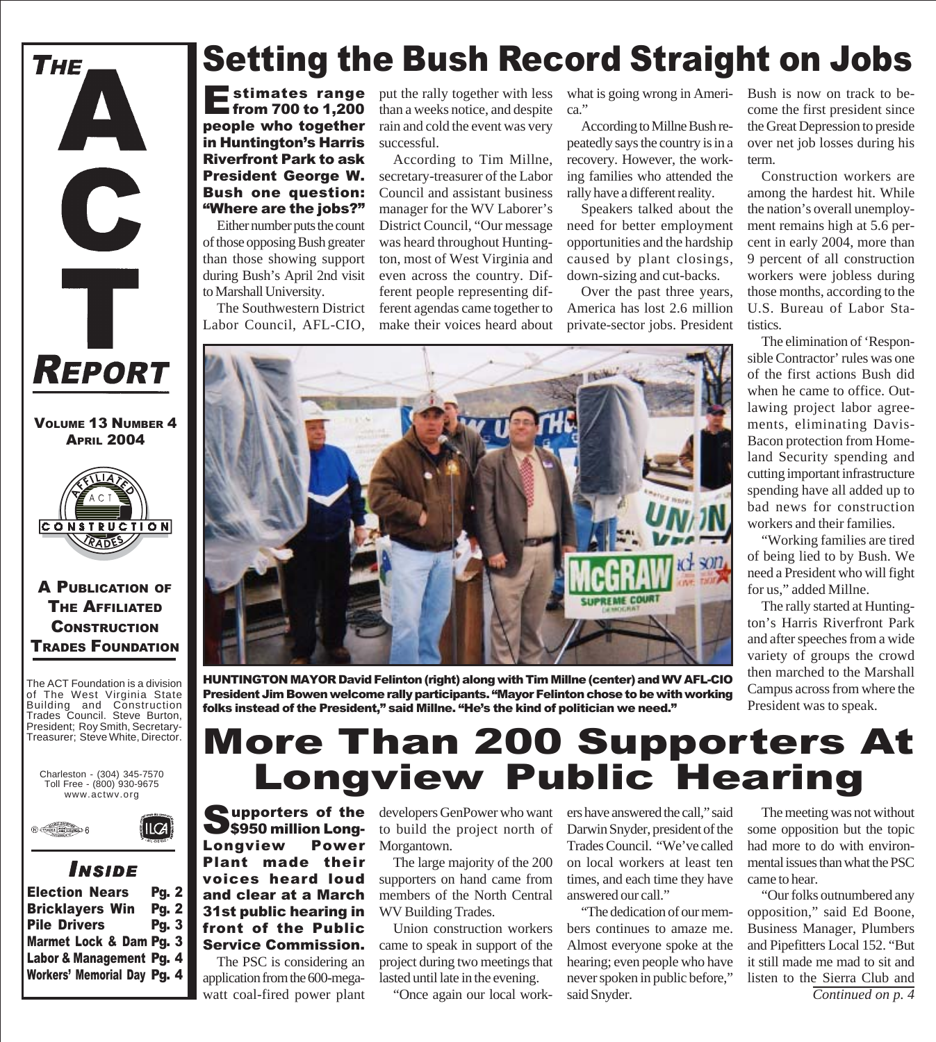# THE ACT REPORT

**VOLUME 13 NUMBER 4**
**APRIL 2004**

**A PUBLICATION OF THE AFFILIATED CONSTRUCTION TRADES FOUNDATION**

The ACT Foundation is a division of The West Virginia State Building and Construction Trades Council. Steve Burton, President; Roy Smith, Secretary-Treasurer; Steve White, Director.

Charleston - (304) 345-7570
Toll Free - (800) 930-9675
www.actwv.org

## INSIDE

- Election Nears Pg. 2
- Bricklayers Win Pg. 2
- Pile Drivers Pg. 3
- Marmet Lock & Dam Pg. 3
- Labor & Management Pg. 4
- Workers' Memorial Day Pg. 4

# Setting the Bush Record Straight on Jobs

**Estimates range from 700 to 1,200 people who together in Huntington's Harris Riverfront Park to ask President George W. Bush one question: "Where are the jobs?"**

Either number puts the count of those opposing Bush greater than those showing support during Bush's April 2nd visit to Marshall University.

The Southwestern District Labor Council, AFL-CIO, put the rally together with less than a weeks notice, and despite rain and cold the event was very successful.

According to Tim Millne, secretary-treasurer of the Labor Council and assistant business manager for the WV Laborer's District Council, "Our message was heard throughout Huntington, most of West Virginia and even across the country. Different people representing different agendas came together to make their voices heard about what is going wrong in America."

According to Millne Bush repeatedly says the country is in a recovery. However, the working families who attended the rally have a different reality.

Speakers talked about the need for better employment opportunities and the hardship caused by plant closings, down-sizing and cut-backs.

Over the past three years, America has lost 2.6 million private-sector jobs. President Bush is now on track to become the first president since the Great Depression to preside over net job losses during his term.

Construction workers are among the hardest hit. While the nation's overall unemployment remains high at 5.6 percent in early 2004, more than 9 percent of all construction workers were jobless during those months, according to the U.S. Bureau of Labor Statistics.

The elimination of 'Responsible Contractor' rules was one of the first actions Bush did when he came to office. Outlawing project labor agreements, eliminating Davis-Bacon protection from Homeland Security spending and cutting important infrastructure spending have all added up to bad news for construction workers and their families.

"Working families are tired of being lied to by Bush. We need a President who will fight for us," added Millne.

The rally started at Huntington's Harris Riverfront Park and after speeches from a wide variety of groups the crowd then marched to the Marshall Campus across from where the President was to speak.

**HUNTINGTON MAYOR David Felinton (right) along with Tim Millne (center) and WV AFL-CIO President Jim Bowen welcome rally participants. "Mayor Felinton chose to be with working folks instead of the President," said Millne. "He's the kind of politician we need."**

# More Than 200 Supporters At Longview Public Hearing

**Supporters of the $950 million Longview Power Plant made their voices heard loud and clear at a March 31st public hearing in front of the Public Service Commission.**

The PSC is considering an application from the 600-megawatt coal-fired power plant developers GenPower who want to build the project north of Morgantown.

The large majority of the 200 supporters on hand came from members of the North Central WV Building Trades.

Union construction workers came to speak in support of the project during two meetings that lasted until late in the evening.

"Once again our local workers have answered the call," said Darwin Snyder, president of the Trades Council. "We've called on local workers at least ten times, and each time they have answered our call."

"The dedication of our members continues to amaze me. Almost everyone spoke at the hearing; even people who have never spoken in public before," said Snyder.

The meeting was not without some opposition but the topic had more to do with environmental issues than what the PSC came to hear.

"Our folks outnumbered any opposition," said Ed Boone, Business Manager, Plumbers and Pipefitters Local 152. "But it still made me mad to sit and listen to the Sierra Club and

*Continued on p. 4*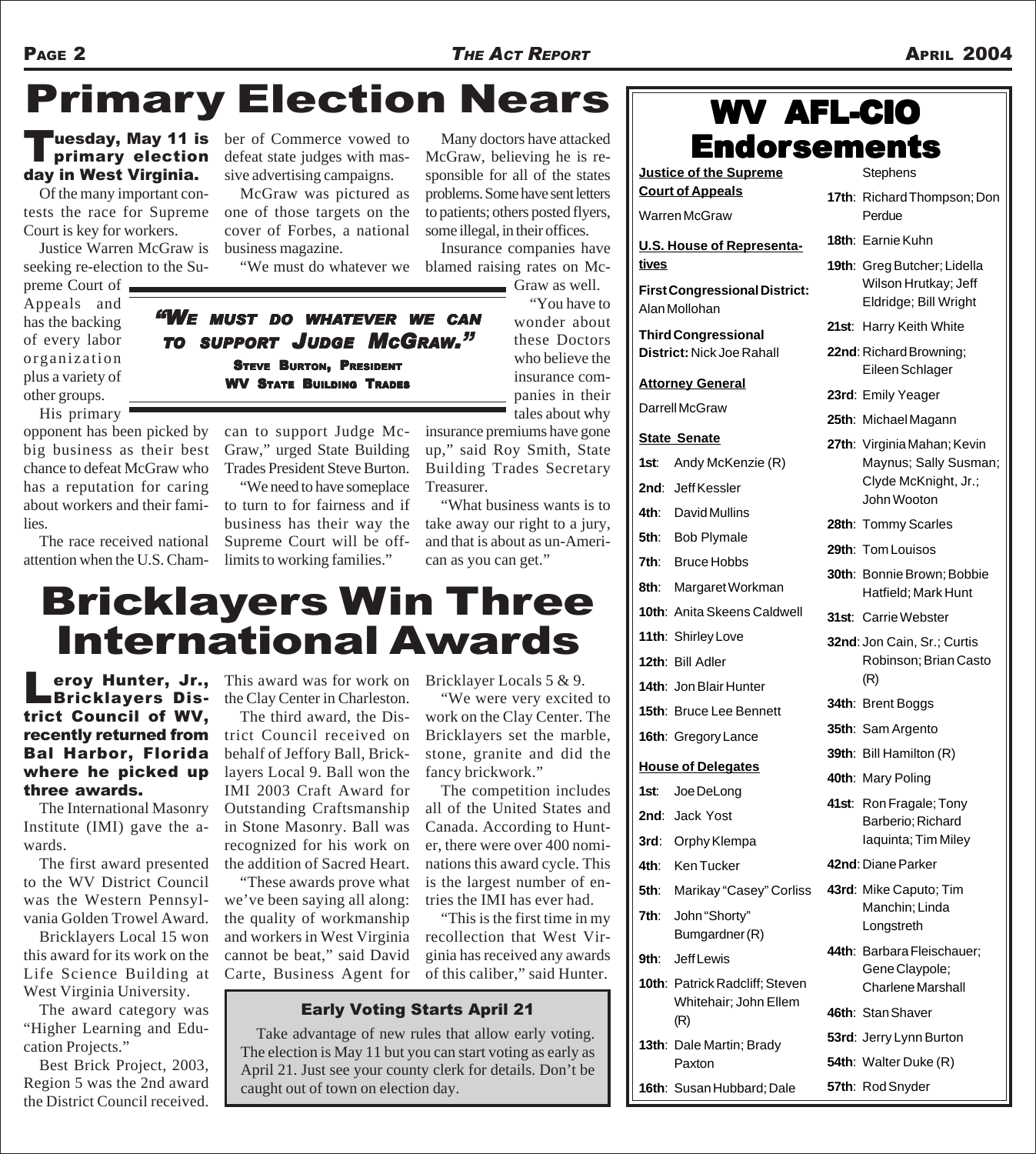# Primary Election Nears

**Tuesday, May 11 is primary election day in West Virginia.**

Of the many important contests the race for Supreme Court is key for workers.

Justice Warren McGraw is seeking re-election to the Supreme Court of Appeals and has the backing of every labor organization plus a variety of other groups.

His primary opponent has been picked by big business as their best chance to defeat McGraw who has a reputation for caring about workers and their families.

The race received national attention when the U.S. Chamber of Commerce vowed to defeat state judges with massive advertising campaigns.

McGraw was pictured as one of those targets on the cover of Forbes, a national business magazine.

"We must do whatever we can to support Judge McGraw," urged State Building Trades President Steve Burton.

"We need to have someplace to turn to for fairness and if business has their way the Supreme Court will be off-limits to working families."

Many doctors have attacked McGraw, believing he is responsible for all of the states problems. Some have sent letters to patients; others posted flyers, some illegal, in their offices.

Insurance companies have blamed raising rates on McGraw as well.

"You have to wonder about these Doctors who believe the insurance companies in their tales about why insurance premiums have gone up," said Roy Smith, State Building Trades Secretary Treasurer.

"What business wants is to take away our right to a jury, and that is about as un-American as you can get."

> ***"We must do whatever we can to support Judge McGraw."***
>
> **Steve Burton, President**
> **WV State Building Trades**

# Bricklayers Win Three International Awards

**Leroy Hunter, Jr., Bricklayers District Council of WV, recently returned from Bal Harbor, Florida where he picked up three awards.**

The International Masonry Institute (IMI) gave the awards.

The first award presented to the WV District Council was the Western Pennsylvania Golden Trowel Award.

Bricklayers Local 15 won this award for its work on the Life Science Building at West Virginia University.

The award category was "Higher Learning and Education Projects."

Best Brick Project, 2003, Region 5 was the 2nd award the District Council received. This award was for work on the Clay Center in Charleston.

The third award, the District Council received on behalf of Jeffory Ball, Bricklayers Local 9. Ball won the IMI 2003 Craft Award for Outstanding Craftsmanship in Stone Masonry. Ball was recognized for his work on the addition of Sacred Heart.

"These awards prove what we've been saying all along: the quality of workmanship and workers in West Virginia cannot be beat," said David Carte, Business Agent for Bricklayer Locals 5 & 9.

"We were very excited to work on the Clay Center. The Bricklayers set the marble, stone, granite and did the fancy brickwork."

The competition includes all of the United States and Canada. According to Hunter, there were over 400 nominations this award cycle. This is the largest number of entries the IMI has ever had.

"This is the first time in my recollection that West Virginia has received any awards of this caliber," said Hunter.

### Early Voting Starts April 21

Take advantage of new rules that allow early voting. The election is May 11 but you can start voting as early as April 21. Just see your county clerk for details. Don't be caught out of town on election day.

# WV AFL-CIO Endorsements

**Justice of the Supreme Court of Appeals**

Warren McGraw

**U.S. House of Representatives**

**First Congressional District:** Alan Mollohan

**Third Congressional District:** Nick Joe Rahall

**Attorney General**

Darrell McGraw

**State Senate**

**1st**: Andy McKenzie (R)
**2nd**: Jeff Kessler
**4th**: David Mullins
**5th**: Bob Plymale
**7th**: Bruce Hobbs
**8th**: Margaret Workman
**10th**: Anita Skeens Caldwell
**11th**: Shirley Love
**12th**: Bill Adler
**14th**: Jon Blair Hunter
**15th**: Bruce Lee Bennett
**16th**: Gregory Lance

**House of Delegates**

**1st**: Joe DeLong
**2nd**: Jack Yost
**3rd**: Orphy Klempa
**4th**: Ken Tucker
**5th**: Marikay "Casey" Corliss
**7th**: John "Shorty" Bumgardner (R)
**9th**: Jeff Lewis
**10th**: Patrick Radcliff; Steven Whitehair; John Ellem (R)
**13th**: Dale Martin; Brady Paxton
**16th**: Susan Hubbard; Dale Stephens
**17th**: Richard Thompson; Don Perdue
**18th**: Earnie Kuhn
**19th**: Greg Butcher; Lidella Wilson Hrutkay; Jeff Eldridge; Bill Wright
**21st**: Harry Keith White
**22nd**: Richard Browning; Eileen Schlager
**23rd**: Emily Yeager
**25th**: Michael Magann
**27th**: Virginia Mahan; Kevin Maynus; Sally Susman; Clyde McKnight, Jr.; John Wooton
**28th**: Tommy Scarles
**29th**: Tom Louisos
**30th**: Bonnie Brown; Bobbie Hatfield; Mark Hunt
**31st**: Carrie Webster
**32nd**: Jon Cain, Sr.; Curtis Robinson; Brian Casto (R)
**34th**: Brent Boggs
**35th**: Sam Argento
**39th**: Bill Hamilton (R)
**40th**: Mary Poling
**41st**: Ron Fragale; Tony Barberio; Richard Iaquinta; Tim Miley
**42nd**: Diane Parker
**43rd**: Mike Caputo; Tim Manchin; Linda Longstreth
**44th**: Barbara Fleischauer; Gene Claypole; Charlene Marshall
**46th**: Stan Shaver
**53rd**: Jerry Lynn Burton
**54th**: Walter Duke (R)
**57th**: Rod Snyder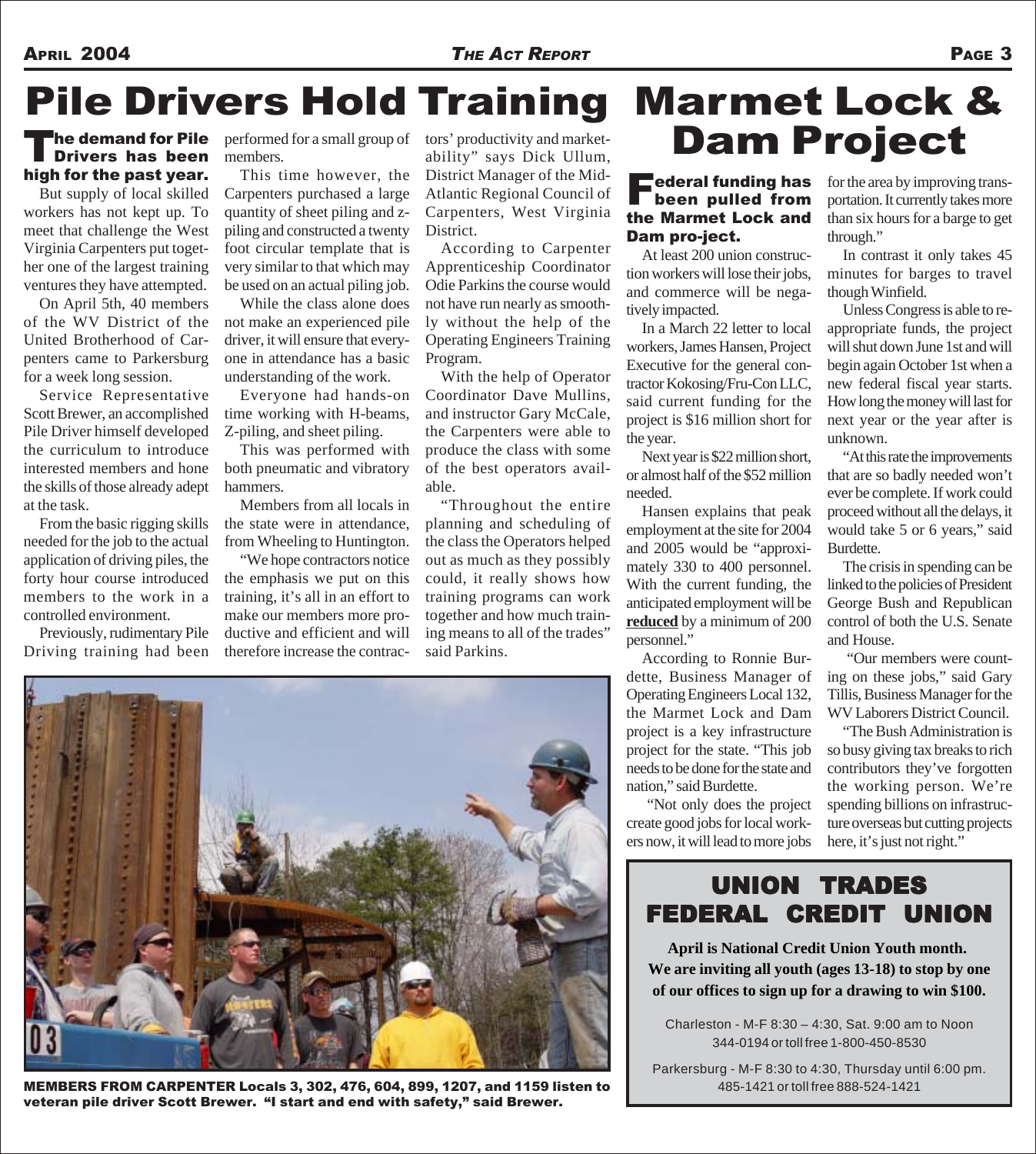# Pile Drivers Hold Training

**The demand for Pile Drivers has been high for the past year.**

But supply of local skilled workers has not kept up. To meet that challenge the West Virginia Carpenters put together one of the largest training ventures they have attempted.

On April 5th, 40 members of the WV District of the United Brotherhood of Carpenters came to Parkersburg for a week long session.

Service Representative Scott Brewer, an accomplished Pile Driver himself developed the curriculum to introduce interested members and hone the skills of those already adept at the task.

From the basic rigging skills needed for the job to the actual application of driving piles, the forty hour course introduced members to the work in a controlled environment.

Previously, rudimentary Pile Driving training had been performed for a small group of members.

This time however, the Carpenters purchased a large quantity of sheet piling and z-piling and constructed a twenty foot circular template that is very similar to that which may be used on an actual piling job.

While the class alone does not make an experienced pile driver, it will ensure that everyone in attendance has a basic understanding of the work.

Everyone had hands-on time working with H-beams, Z-piling, and sheet piling.

This was performed with both pneumatic and vibratory hammers.

Members from all locals in the state were in attendance, from Wheeling to Huntington.

"We hope contractors notice the emphasis we put on this training, it's all in an effort to make our members more productive and efficient and will therefore increase the contractors' productivity and marketability" says Dick Ullum, District Manager of the Mid-Atlantic Regional Council of Carpenters, West Virginia District.

According to Carpenter Apprenticeship Coordinator Odie Parkins the course would not have run nearly as smoothly without the help of the Operating Engineers Training Program.

With the help of Operator Coordinator Dave Mullins, and instructor Gary McCale, the Carpenters were able to produce the class with some of the best operators available.

"Throughout the entire planning and scheduling of the class the Operators helped out as much as they possibly could, it really shows how training programs can work together and how much training means to all of the trades" said Parkins.

MEMBERS FROM CARPENTER Locals 3, 302, 476, 604, 899, 1207, and 1159 listen to veteran pile driver Scott Brewer. "I start and end with safety," said Brewer.

# Marmet Lock & Dam Project

**Federal funding has been pulled from the Marmet Lock and Dam pro-ject.**

At least 200 union construction workers will lose their jobs, and commerce will be negatively impacted.

In a March 22 letter to local workers, James Hansen, Project Executive for the general contractor Kokosing/Fru-Con LLC, said current funding for the project is $16 million short for the year.

Next year is $22 million short, or almost half of the $52 million needed.

Hansen explains that peak employment at the site for 2004 and 2005 would be "approximately 330 to 400 personnel. With the current funding, the anticipated employment will be **reduced** by a minimum of 200 personnel."

According to Ronnie Burdette, Business Manager of Operating Engineers Local 132, the Marmet Lock and Dam project is a key infrastructure project for the state. "This job needs to be done for the state and nation," said Burdette.

"Not only does the project create good jobs for local workers now, it will lead to more jobs for the area by improving transportation. It currently takes more than six hours for a barge to get through."

In contrast it only takes 45 minutes for barges to travel though Winfield.

Unless Congress is able to reappropriate funds, the project will shut down June 1st and will begin again October 1st when a new federal fiscal year starts. How long the money will last for next year or the year after is unknown.

"At this rate the improvements that are so badly needed won't ever be complete. If work could proceed without all the delays, it would take 5 or 6 years," said Burdette.

The crisis in spending can be linked to the policies of President George Bush and Republican control of both the U.S. Senate and House.

"Our members were counting on these jobs," said Gary Tillis, Business Manager for the WV Laborers District Council.

"The Bush Administration is so busy giving tax breaks to rich contributors they've forgotten the working person. We're spending billions on infrastructure overseas but cutting projects here, it's just not right."

## UNION TRADES FEDERAL CREDIT UNION

**April is National Credit Union Youth month. We are inviting all youth (ages 13-18) to stop by one of our offices to sign up for a drawing to win $100.**

Charleston - M-F 8:30 – 4:30, Sat. 9:00 am to Noon
344-0194 or toll free 1-800-450-8530

Parkersburg - M-F 8:30 to 4:30, Thursday until 6:00 pm.
485-1421 or toll free 888-524-1421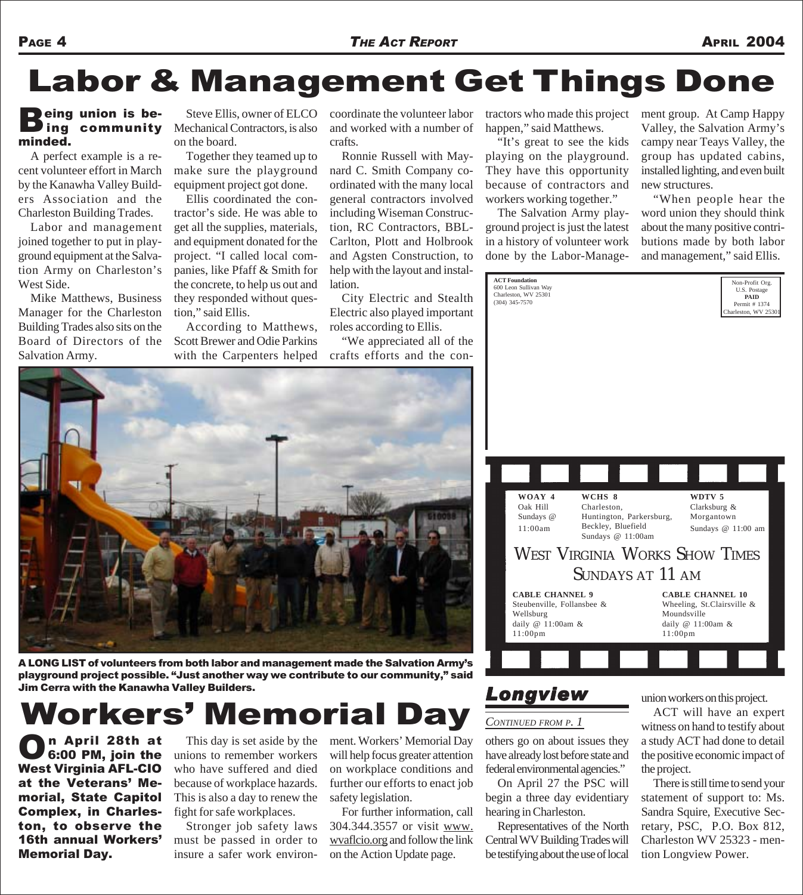# Labor & Management Get Things Done

**Being union is being community minded.**

A perfect example is a recent volunteer effort in March by the Kanawha Valley Builders Association and the Charleston Building Trades.

Labor and management joined together to put in playground equipment at the Salvation Army on Charleston's West Side.

Mike Matthews, Business Manager for the Charleston Building Trades also sits on the Board of Directors of the Salvation Army.

Steve Ellis, owner of ELCO Mechanical Contractors, is also on the board.

Together they teamed up to make sure the playground equipment project got done.

Ellis coordinated the contractor's side. He was able to get all the supplies, materials, and equipment donated for the project. "I called local companies, like Pfaff & Smith for the concrete, to help us out and they responded without question," said Ellis.

According to Matthews, Scott Brewer and Odie Parkins with the Carpenters helped coordinate the volunteer labor and worked with a number of crafts.

Ronnie Russell with Maynard C. Smith Company coordinated with the many local general contractors involved including Wiseman Construction, RC Contractors, BBL-Carlton, Plott and Holbrook and Agsten Construction, to help with the layout and installation.

City Electric and Stealth Electric also played important roles according to Ellis.

"We appreciated all of the crafts efforts and the contractors who made this project happen," said Matthews.

"It's great to see the kids playing on the playground. They have this opportunity because of contractors and workers working together."

The Salvation Army playground project is just the latest in a history of volunteer work done by the Labor-Management group. At Camp Happy Valley, the Salvation Army's campy near Teays Valley, the group has updated cabins, installed lighting, and even built new structures.

"When people hear the word union they should think about the many positive contributions made by both labor and management," said Ellis.

**A LONG LIST of volunteers from both labor and management made the Salvation Army's playground project possible. "Just another way we contribute to our community," said Jim Cerra with the Kanawha Valley Builders.**

**ACT Foundation**
600 Leon Sullivan Way
Charleston, WV 25301
(304) 345-7570

Non-Profit Org.
U.S. Postage
**PAID**
Permit # 1374
Charleston, WV 25301

**WOAY 4**
Oak Hill
Sundays @ 11:00am

**WCHS 8**
Charleston, Huntington, Parkersburg, Beckley, Bluefield
Sundays @ 11:00am

**WDTV 5**
Clarksburg & Morgantown
Sundays @ 11:00 am

## West Virginia Works Show Times
## Sundays at 11 AM

**CABLE CHANNEL 9**
Steubenville, Follansbee & Wellsburg
daily @ 11:00am & 11:00pm

**CABLE CHANNEL 10**
Wheeling, St.Clairsville & Moundsville
daily @ 11:00am & 11:00pm

# Workers' Memorial Day

**On April 28th at 6:00 PM, join the West Virginia AFL-CIO at the Veterans' Memorial, State Capitol Complex, in Charleston, to observe the 16th annual Workers' Memorial Day.**

This day is set aside by the unions to remember workers who have suffered and died because of workplace hazards. This is also a day to renew the fight for safe workplaces.

Stronger job safety laws must be passed in order to insure a safer work environment. Workers' Memorial Day will help focus greater attention on workplace conditions and further our efforts to enact job safety legislation.

For further information, call 304.344.3557 or visit www.wvaflcio.org and follow the link on the Action Update page.

## *Longview*

*Continued from p. 1*

others go on about issues they have already lost before state and federal environmental agencies."

On April 27 the PSC will begin a three day evidentiary hearing in Charleston.

Representatives of the North Central WV Building Trades will be testifying about the use of local union workers on this project.

ACT will have an expert witness on hand to testify about a study ACT had done to detail the positive economic impact of the project.

There is still time to send your statement of support to: Ms. Sandra Squire, Executive Secretary, PSC, P.O. Box 812, Charleston WV 25323 - mention Longview Power.